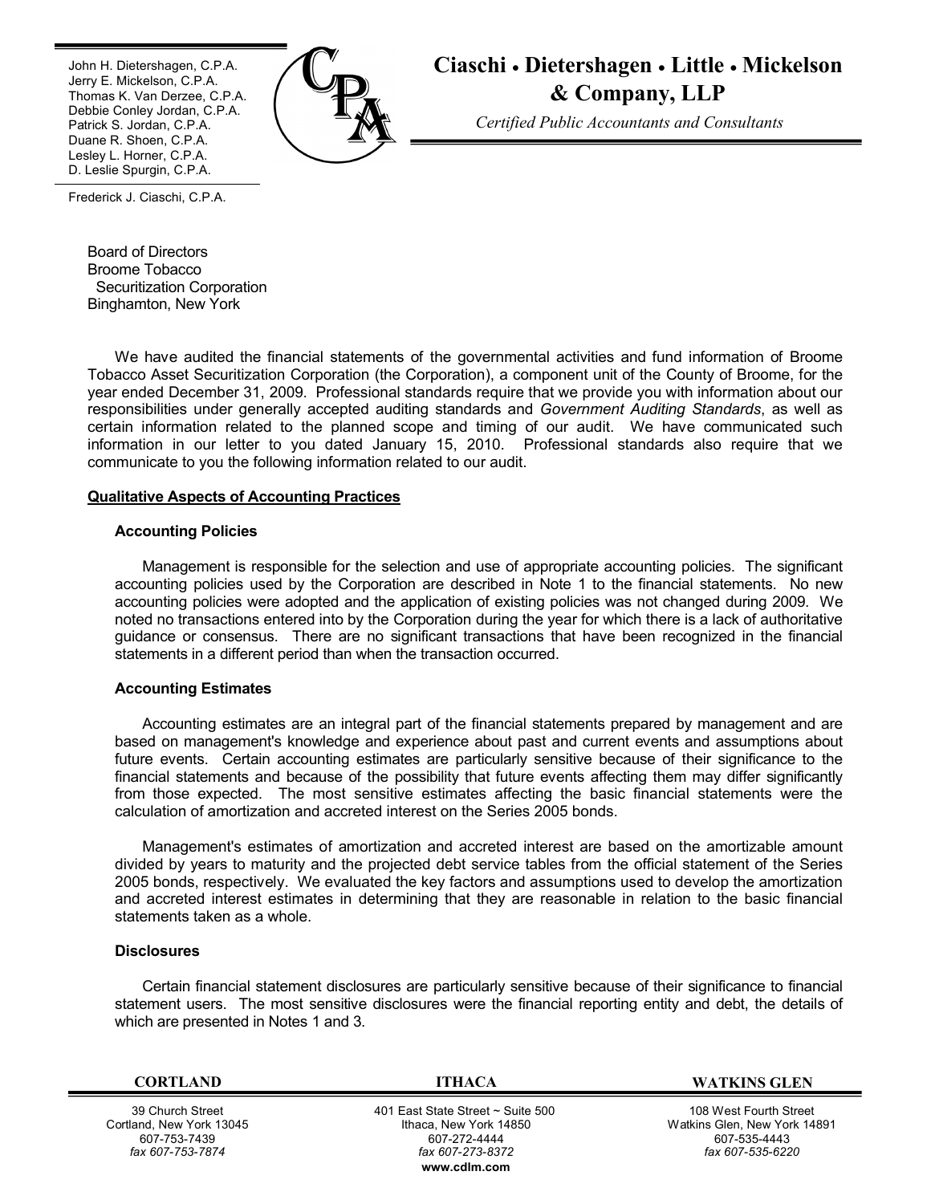John H. Dietershagen, C.P.A.
Jerry E. Mickelson, C.P.A.
Thomas K. Van Derzee, C.P.A.
Debbie Conley Jordan, C.P.A.
Patrick S. Jordan, C.P.A.
Duane R. Shoen, C.P.A.
Lesley L. Horner, C.P.A.
D. Leslie Spurgin, C.P.A.

Frederick J. Ciaschi, C.P.A.

# Ciaschi • Dietershagen • Little • Mickelson & Company, LLP

*Certified Public Accountants and Consultants*

Board of Directors
Broome Tobacco
Securitization Corporation
Binghamton, New York

We have audited the financial statements of the governmental activities and fund information of Broome Tobacco Asset Securitization Corporation (the Corporation), a component unit of the County of Broome, for the year ended December 31, 2009. Professional standards require that we provide you with information about our responsibilities under generally accepted auditing standards and *Government Auditing Standards*, as well as certain information related to the planned scope and timing of our audit. We have communicated such information in our letter to you dated January 15, 2010. Professional standards also require that we communicate to you the following information related to our audit.

## Qualitative Aspects of Accounting Practices

### Accounting Policies

Management is responsible for the selection and use of appropriate accounting policies. The significant accounting policies used by the Corporation are described in Note 1 to the financial statements. No new accounting policies were adopted and the application of existing policies was not changed during 2009. We noted no transactions entered into by the Corporation during the year for which there is a lack of authoritative guidance or consensus. There are no significant transactions that have been recognized in the financial statements in a different period than when the transaction occurred.

### Accounting Estimates

Accounting estimates are an integral part of the financial statements prepared by management and are based on management's knowledge and experience about past and current events and assumptions about future events. Certain accounting estimates are particularly sensitive because of their significance to the financial statements and because of the possibility that future events affecting them may differ significantly from those expected. The most sensitive estimates affecting the basic financial statements were the calculation of amortization and accreted interest on the Series 2005 bonds.

Management's estimates of amortization and accreted interest are based on the amortizable amount divided by years to maturity and the projected debt service tables from the official statement of the Series 2005 bonds, respectively. We evaluated the key factors and assumptions used to develop the amortization and accreted interest estimates in determining that they are reasonable in relation to the basic financial statements taken as a whole.

### Disclosures

Certain financial statement disclosures are particularly sensitive because of their significance to financial statement users. The most sensitive disclosures were the financial reporting entity and debt, the details of which are presented in Notes 1 and 3.

| CORTLAND | ITHACA | WATKINS GLEN |
|---|---|---|
| 39 Church Street | 401 East State Street ~ Suite 500 | 108 West Fourth Street |
| Cortland, New York 13045 | Ithaca, New York 14850 | Watkins Glen, New York 14891 |
| 607-753-7439 | 607-272-4444 | 607-535-4443 |
| *fax 607-753-7874* | *fax 607-273-8372* | *fax 607-535-6220* |

www.cdlm.com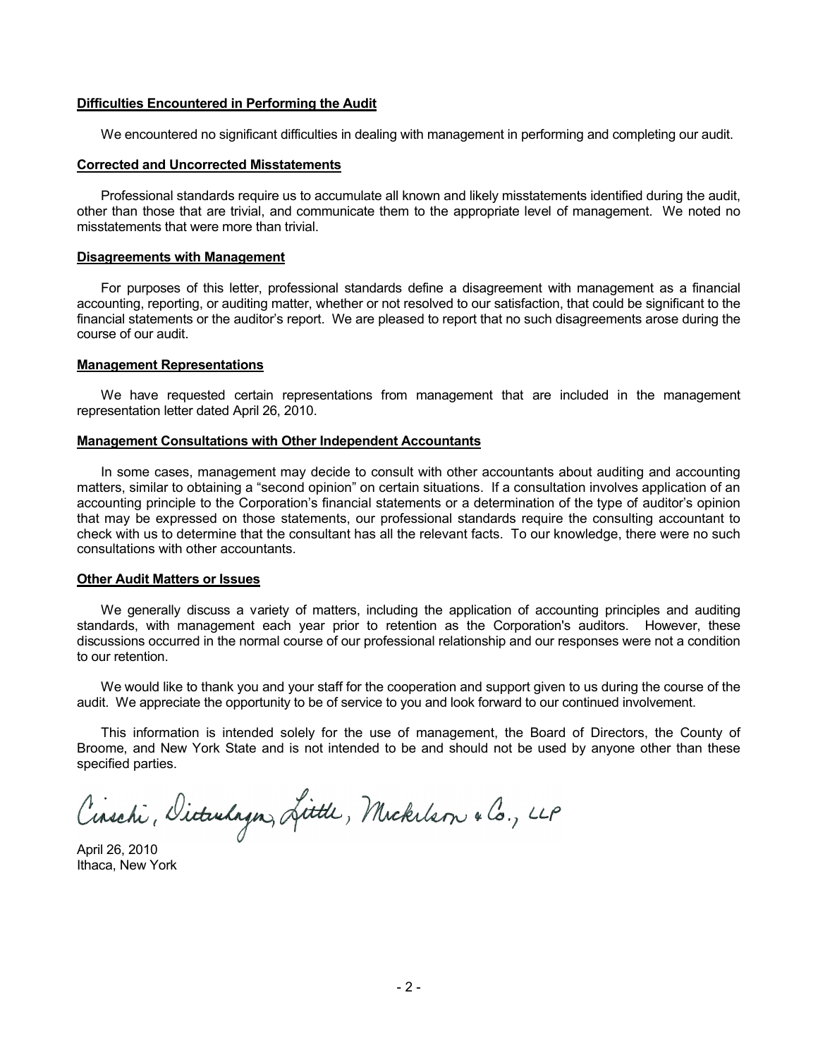**Difficulties Encountered in Performing the Audit**

We encountered no significant difficulties in dealing with management in performing and completing our audit.

**Corrected and Uncorrected Misstatements**

Professional standards require us to accumulate all known and likely misstatements identified during the audit, other than those that are trivial, and communicate them to the appropriate level of management. We noted no misstatements that were more than trivial.

**Disagreements with Management**

For purposes of this letter, professional standards define a disagreement with management as a financial accounting, reporting, or auditing matter, whether or not resolved to our satisfaction, that could be significant to the financial statements or the auditor's report. We are pleased to report that no such disagreements arose during the course of our audit.

**Management Representations**

We have requested certain representations from management that are included in the management representation letter dated April 26, 2010.

**Management Consultations with Other Independent Accountants**

In some cases, management may decide to consult with other accountants about auditing and accounting matters, similar to obtaining a "second opinion" on certain situations. If a consultation involves application of an accounting principle to the Corporation's financial statements or a determination of the type of auditor's opinion that may be expressed on those statements, our professional standards require the consulting accountant to check with us to determine that the consultant has all the relevant facts. To our knowledge, there were no such consultations with other accountants.

**Other Audit Matters or Issues**

We generally discuss a variety of matters, including the application of accounting principles and auditing standards, with management each year prior to retention as the Corporation's auditors. However, these discussions occurred in the normal course of our professional relationship and our responses were not a condition to our retention.

We would like to thank you and your staff for the cooperation and support given to us during the course of the audit. We appreciate the opportunity to be of service to you and look forward to our continued involvement.

This information is intended solely for the use of management, the Board of Directors, the County of Broome, and New York State and is not intended to be and should not be used by anyone other than these specified parties.

Ciaschi, Dietershagen, Little, Mickelson & Co., LLP

April 26, 2010
Ithaca, New York